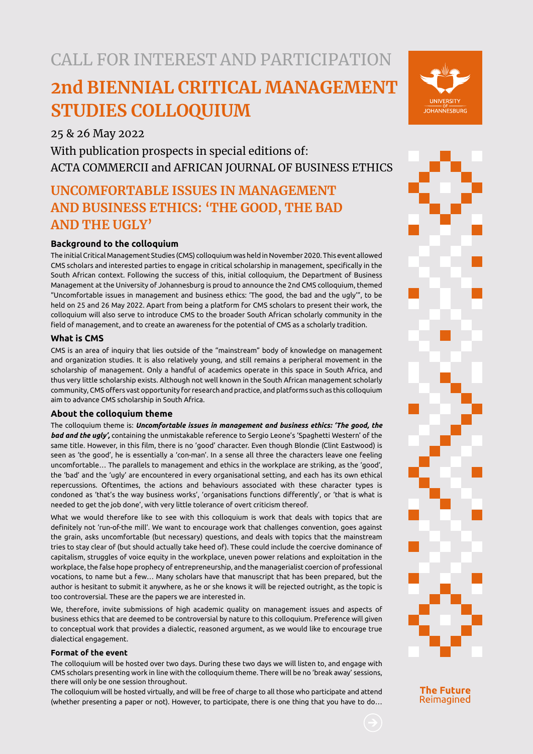# CALL FOR INTEREST AND PARTICIPATION

# 2nd BIENNIAL CRITICAL MANAGEMENT STUDIES COLLOQUIUM

25 & 26 May 2022

With publication prospects in special editions of:
ACTA COMMERCII and AFRICAN JOURNAL OF BUSINESS ETHICS

## UNCOMFORTABLE ISSUES IN MANAGEMENT AND BUSINESS ETHICS: 'THE GOOD, THE BAD AND THE UGLY'

### Background to the colloquium

The initial Critical Management Studies (CMS) colloquium was held in November 2020. This event allowed CMS scholars and interested parties to engage in critical scholarship in management, specifically in the South African context. Following the success of this, initial colloquium, the Department of Business Management at the University of Johannesburg is proud to announce the 2nd CMS colloquium, themed "Uncomfortable issues in management and business ethics: 'The good, the bad and the ugly'", to be held on 25 and 26 May 2022. Apart from being a platform for CMS scholars to present their work, the colloquium will also serve to introduce CMS to the broader South African scholarly community in the field of management, and to create an awareness for the potential of CMS as a scholarly tradition.

### What is CMS

CMS is an area of inquiry that lies outside of the "mainstream" body of knowledge on management and organization studies. It is also relatively young, and still remains a peripheral movement in the scholarship of management. Only a handful of academics operate in this space in South Africa, and thus very little scholarship exists. Although not well known in the South African management scholarly community, CMS offers vast opportunity for research and practice, and platforms such as this colloquium aim to advance CMS scholarship in South Africa.

### About the colloquium theme

The colloquium theme is: ***Uncomfortable issues in management and business ethics: 'The good, the bad and the ugly',*** containing the unmistakable reference to Sergio Leone's 'Spaghetti Western' of the same title. However, in this film, there is no 'good' character. Even though Blondie (Clint Eastwood) is seen as 'the good', he is essentially a 'con-man'. In a sense all three the characters leave one feeling uncomfortable… The parallels to management and ethics in the workplace are striking, as the 'good', the 'bad' and the 'ugly' are encountered in every organisational setting, and each has its own ethical repercussions. Oftentimes, the actions and behaviours associated with these character types is condoned as 'that's the way business works', 'organisations functions differently', or 'that is what is needed to get the job done', with very little tolerance of overt criticism thereof.

What we would therefore like to see with this colloquium is work that deals with topics that are definitely not 'run-of-the mill'. We want to encourage work that challenges convention, goes against the grain, asks uncomfortable (but necessary) questions, and deals with topics that the mainstream tries to stay clear of (but should actually take heed of). These could include the coercive dominance of capitalism, struggles of voice equity in the workplace, uneven power relations and exploitation in the workplace, the false hope prophecy of entrepreneurship, and the managerialist coercion of professional vocations, to name but a few… Many scholars have that manuscript that has been prepared, but the author is hesitant to submit it anywhere, as he or she knows it will be rejected outright, as the topic is too controversial. These are the papers we are interested in.

We, therefore, invite submissions of high academic quality on management issues and aspects of business ethics that are deemed to be controversial by nature to this colloquium. Preference will given to conceptual work that provides a dialectic, reasoned argument, as we would like to encourage true dialectical engagement.

### Format of the event

The colloquium will be hosted over two days. During these two days we will listen to, and engage with CMS scholars presenting work in line with the colloquium theme. There will be no 'break away' sessions, there will only be one session throughout.

The colloquium will be hosted virtually, and will be free of charge to all those who participate and attend (whether presenting a paper or not). However, to participate, there is one thing that you have to do…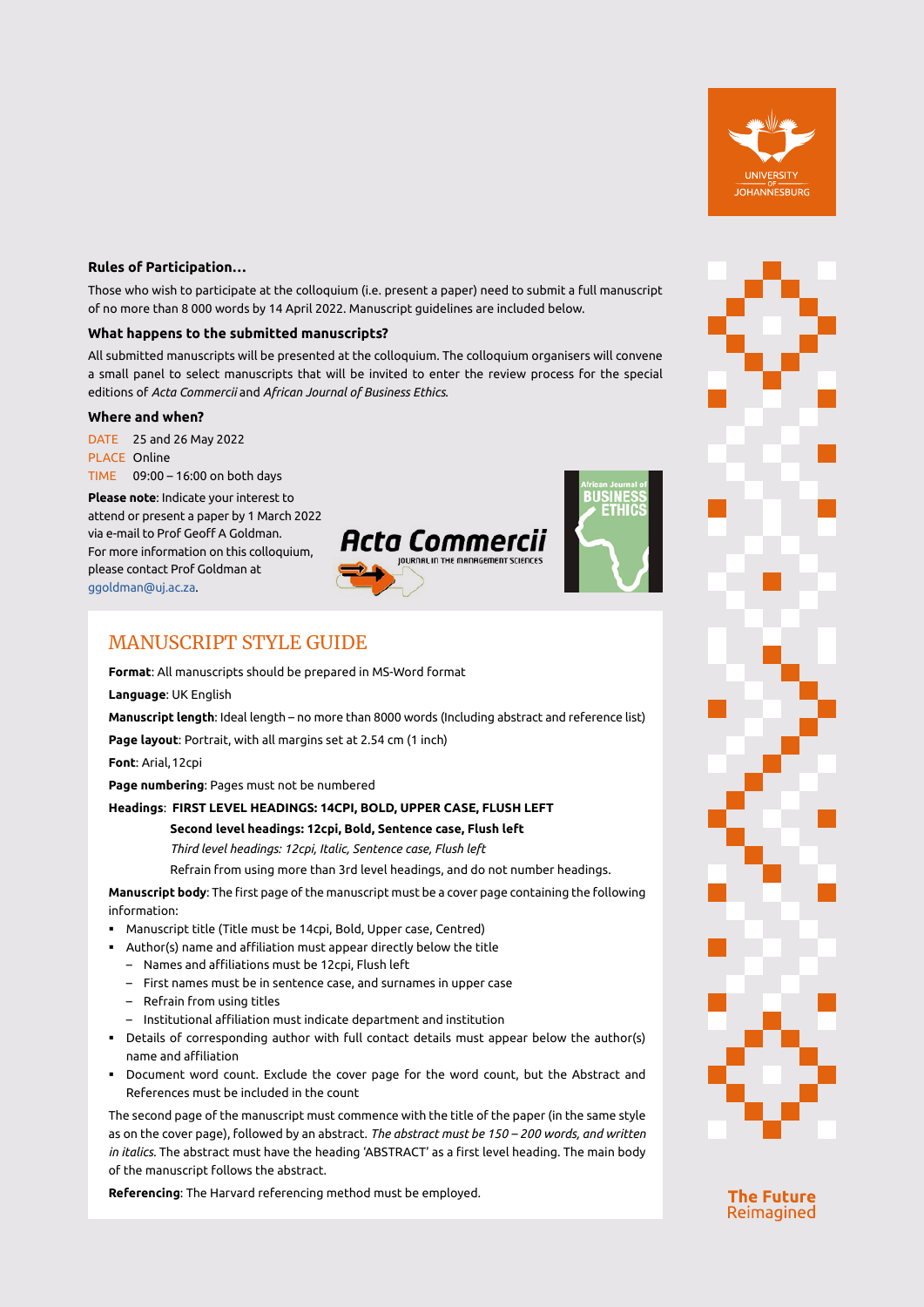### Rules of Participation…

Those who wish to participate at the colloquium (i.e. present a paper) need to submit a full manuscript of no more than 8 000 words by 14 April 2022. Manuscript guidelines are included below.

### What happens to the submitted manuscripts?

All submitted manuscripts will be presented at the colloquium. The colloquium organisers will convene a small panel to select manuscripts that will be invited to enter the review process for the special editions of *Acta Commercii* and *African Journal of Business Ethics*.

### Where and when?

DATE 25 and 26 May 2022
PLACE Online
TIME 09:00 – 16:00 on both days

**Please note**: Indicate your interest to attend or present a paper by 1 March 2022 via e-mail to Prof Geoff A Goldman. For more information on this colloquium, please contact Prof Goldman at ggoldman@uj.ac.za.

## MANUSCRIPT STYLE GUIDE

**Format**: All manuscripts should be prepared in MS-Word format

**Language**: UK English

**Manuscript length**: Ideal length – no more than 8000 words (Including abstract and reference list)

**Page layout**: Portrait, with all margins set at 2.54 cm (1 inch)

**Font**: Arial, 12cpi

**Page numbering**: Pages must not be numbered

**Headings**: **FIRST LEVEL HEADINGS: 14CPI, BOLD, UPPER CASE, FLUSH LEFT**

**Second level headings: 12cpi, Bold, Sentence case, Flush left**

*Third level headings: 12cpi, Italic, Sentence case, Flush left*

Refrain from using more than 3rd level headings, and do not number headings.

**Manuscript body**: The first page of the manuscript must be a cover page containing the following information:

- Manuscript title (Title must be 14cpi, Bold, Upper case, Centred)
- Author(s) name and affiliation must appear directly below the title
  - Names and affiliations must be 12cpi, Flush left
  - First names must be in sentence case, and surnames in upper case
  - Refrain from using titles
  - Institutional affiliation must indicate department and institution
- Details of corresponding author with full contact details must appear below the author(s) name and affiliation
- Document word count. Exclude the cover page for the word count, but the Abstract and References must be included in the count

The second page of the manuscript must commence with the title of the paper (in the same style as on the cover page), followed by an abstract. *The abstract must be 150 – 200 words, and written in italics.* The abstract must have the heading 'ABSTRACT' as a first level heading. The main body of the manuscript follows the abstract.

**Referencing**: The Harvard referencing method must be employed.

The Future Reimagined